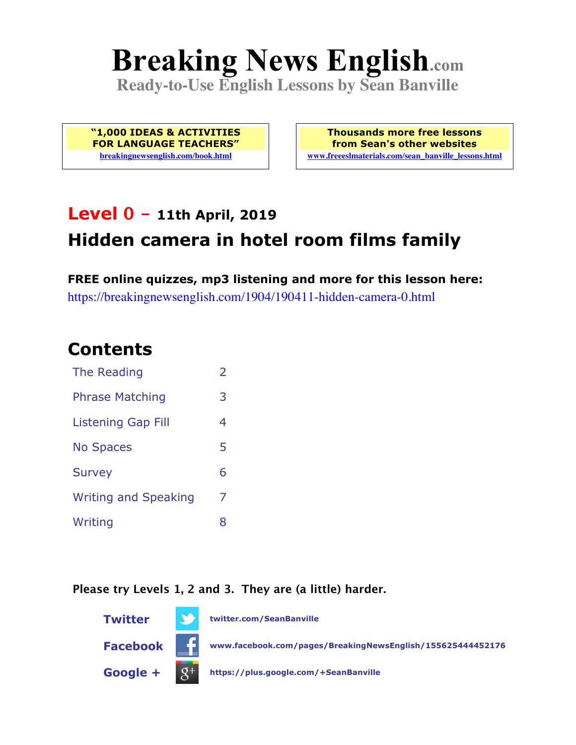# Breaking News English.com

**Ready-to-Use English Lessons by Sean Banville**

**"1,000 IDEAS & ACTIVITIES FOR LANGUAGE TEACHERS"**
breakingnewsenglish.com/book.html

**Thousands more free lessons from Sean's other websites**
www.freeeslmaterials.com/sean_banville_lessons.html

## Level 0 – 11th April, 2019

## Hidden camera in hotel room films family

**FREE online quizzes, mp3 listening and more for this lesson here:**
https://breakingnewsenglish.com/1904/190411-hidden-camera-0.html

## Contents

| | |
|---|---|
| The Reading | 2 |
| Phrase Matching | 3 |
| Listening Gap Fill | 4 |
| No Spaces | 5 |
| Survey | 6 |
| Writing and Speaking | 7 |
| Writing | 8 |

**Please try Levels 1, 2 and 3. They are (a little) harder.**

**Twitter** twitter.com/SeanBanville

**Facebook** www.facebook.com/pages/BreakingNewsEnglish/155625444452176

**Google +** https://plus.google.com/+SeanBanville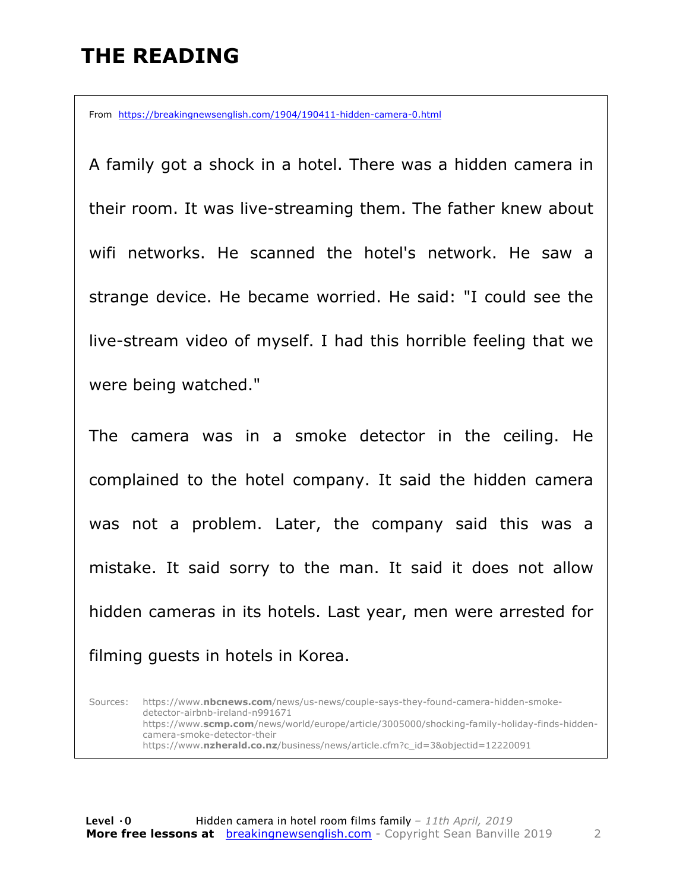# THE READING

From https://breakingnewsenglish.com/1904/190411-hidden-camera-0.html

A family got a shock in a hotel. There was a hidden camera in their room. It was live-streaming them. The father knew about wifi networks. He scanned the hotel's network. He saw a strange device. He became worried. He said: "I could see the live-stream video of myself. I had this horrible feeling that we were being watched."

The camera was in a smoke detector in the ceiling. He complained to the hotel company. It said the hidden camera was not a problem. Later, the company said this was a mistake. It said sorry to the man. It said it does not allow hidden cameras in its hotels. Last year, men were arrested for filming guests in hotels in Korea.

Sources: https://www.**nbcnews.com**/news/us-news/couple-says-they-found-camera-hidden-smoke-detector-airbnb-ireland-n991671
https://www.**scmp.com**/news/world/europe/article/3005000/shocking-family-holiday-finds-hidden-camera-smoke-detector-their
https://www.**nzherald.co.nz**/business/news/article.cfm?c_id=3&objectid=12220091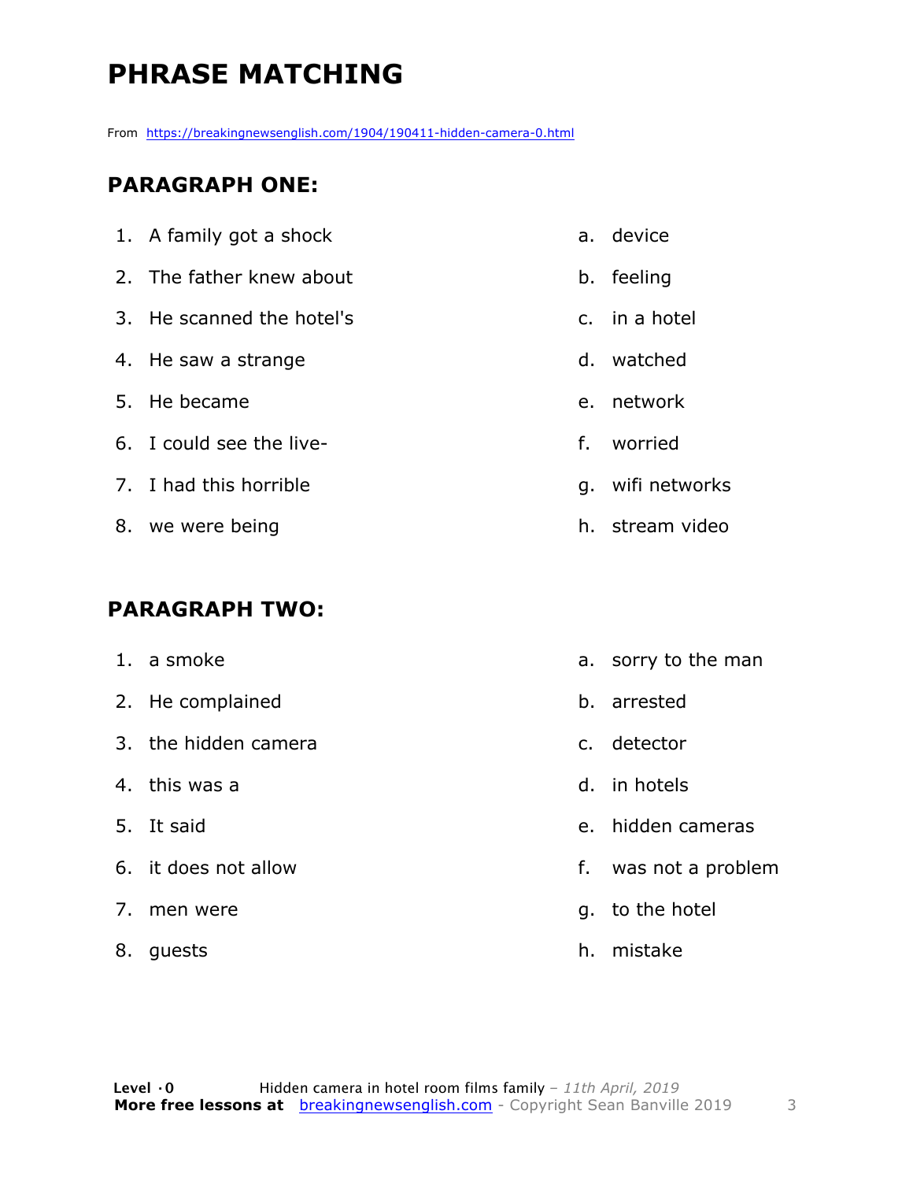# PHRASE MATCHING

From https://breakingnewsenglish.com/1904/190411-hidden-camera-0.html

## PARAGRAPH ONE:

| | |
|---|---|
| 1. A family got a shock | a. device |
| 2. The father knew about | b. feeling |
| 3. He scanned the hotel's | c. in a hotel |
| 4. He saw a strange | d. watched |
| 5. He became | e. network |
| 6. I could see the live- | f. worried |
| 7. I had this horrible | g. wifi networks |
| 8. we were being | h. stream video |

## PARAGRAPH TWO:

| | |
|---|---|
| 1. a smoke | a. sorry to the man |
| 2. He complained | b. arrested |
| 3. the hidden camera | c. detector |
| 4. this was a | d. in hotels |
| 5. It said | e. hidden cameras |
| 6. it does not allow | f. was not a problem |
| 7. men were | g. to the hotel |
| 8. guests | h. mistake |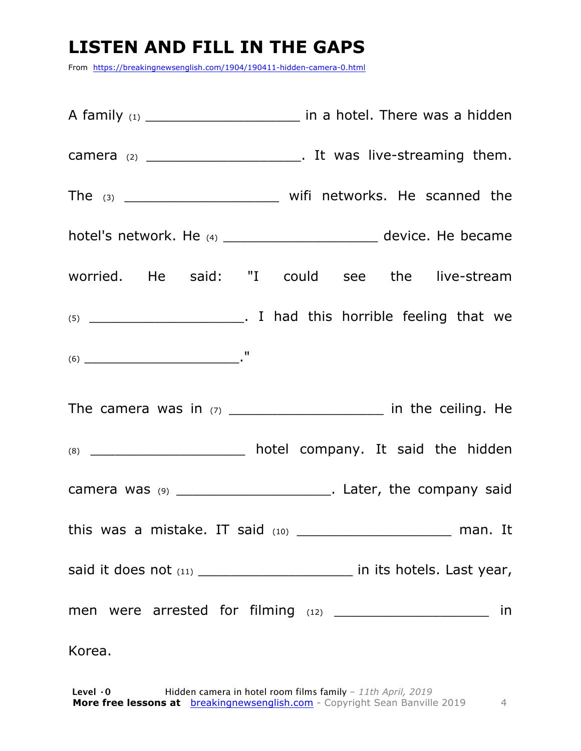# LISTEN AND FILL IN THE GAPS

From https://breakingnewsenglish.com/1904/190411-hidden-camera-0.html

A family (1) ___________________ in a hotel. There was a hidden camera (2) ___________________. It was live-streaming them. The (3) ___________________ wifi networks. He scanned the hotel's network. He (4) ___________________ device. He became worried. He said: "I could see the live-stream (5) ___________________. I had this horrible feeling that we (6) _____________________."

The camera was in (7) ___________________ in the ceiling. He (8) ___________________ hotel company. It said the hidden camera was (9) ___________________. Later, the company said this was a mistake. IT said (10) ___________________ man. It said it does not (11) ___________________ in its hotels. Last year, men were arrested for filming (12) ___________________ in Korea.

**Level ·0** Hidden camera in hotel room films family – *11th April, 2019*
**More free lessons at** breakingnewsenglish.com - Copyright Sean Banville 2019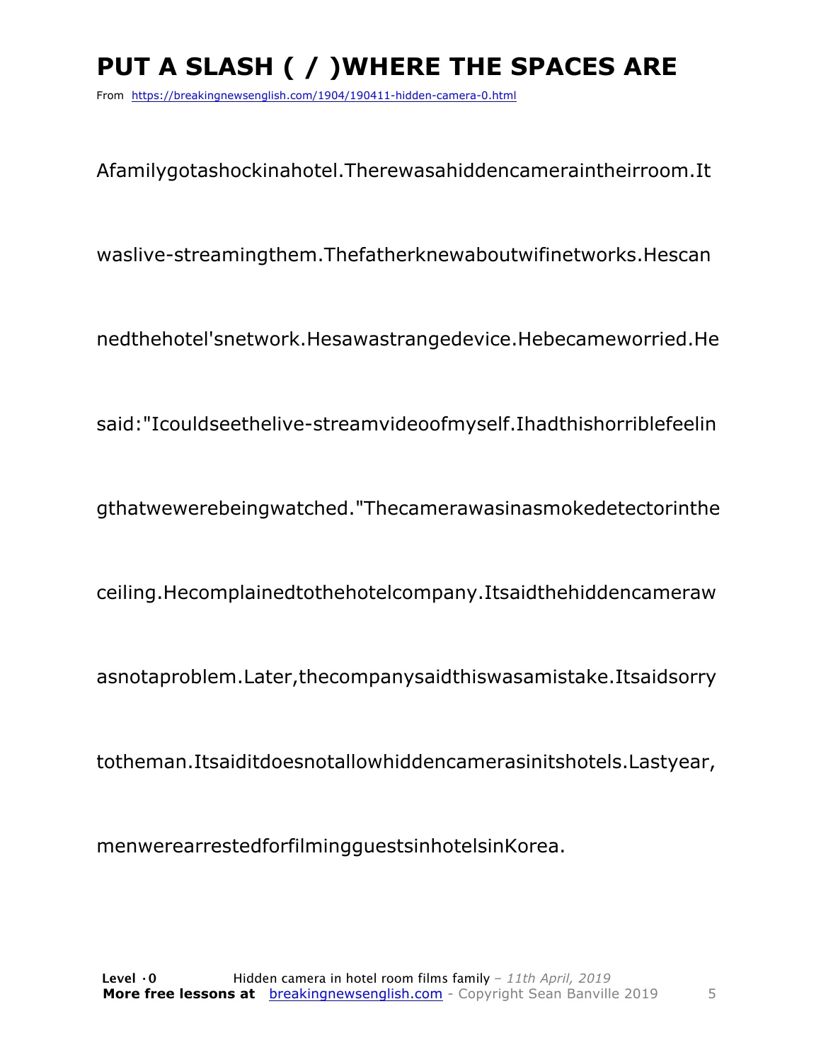# PUT A SLASH ( / )WHERE THE SPACES ARE

From https://breakingnewsenglish.com/1904/190411-hidden-camera-0.html

Afamilygotashockinahotel.Therewasahiddencameraintheirroom.It

waslive-streamingthem.Thefatherknewaboutwifinetworks.Hescan

nedthehotel'snetwork.Hesawastrangedevice.Hebecameworried.He

said:"Icouldseethelive-streamvideoofmyself.Ihadthishorriblefeelin

gthatwewerebeingwatched."Thecamerawasinasmokedetectorinthe

ceiling.Hecomplainedtothehotelcompany.Itsaidthehiddencameraw

asnotaproblem.Later,thecompanysaidthiswasamistake.Itsaidsorry

totheman.Itsaiditdoesnotallowhiddencamerasinitshotels.Lastyear,

menwerearrestedforfilmingguestsinhotelsinKorea.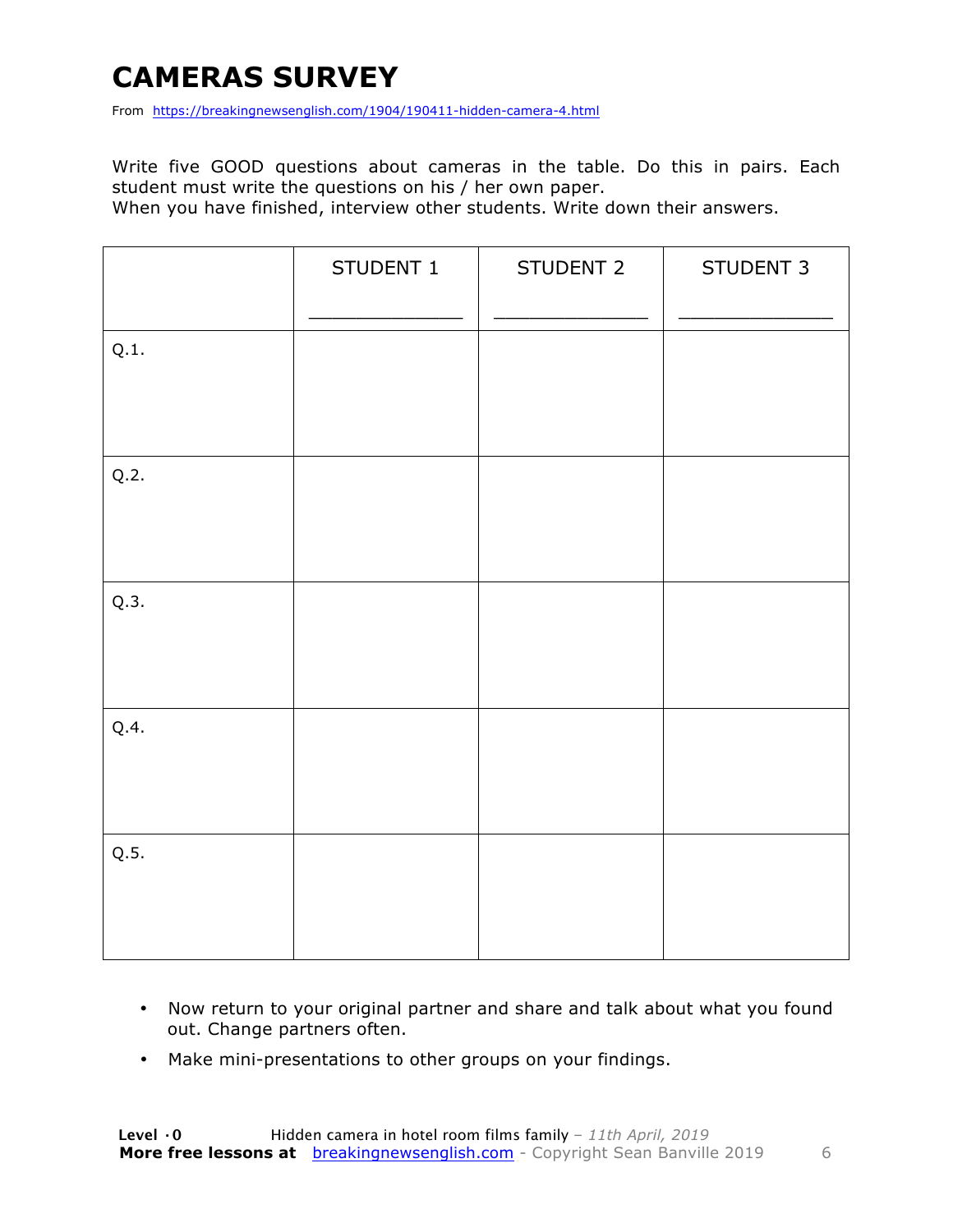# CAMERAS SURVEY

From https://breakingnewsenglish.com/1904/190411-hidden-camera-4.html

Write five GOOD questions about cameras in the table. Do this in pairs. Each student must write the questions on his / her own paper.
When you have finished, interview other students. Write down their answers.

| | STUDENT 1<br>_____________ | STUDENT 2<br>_____________ | STUDENT 3<br>_____________ |
|---|---|---|---|
| Q.1. | | | |
| Q.2. | | | |
| Q.3. | | | |
| Q.4. | | | |
| Q.5. | | | |

- Now return to your original partner and share and talk about what you found out. Change partners often.
- Make mini-presentations to other groups on your findings.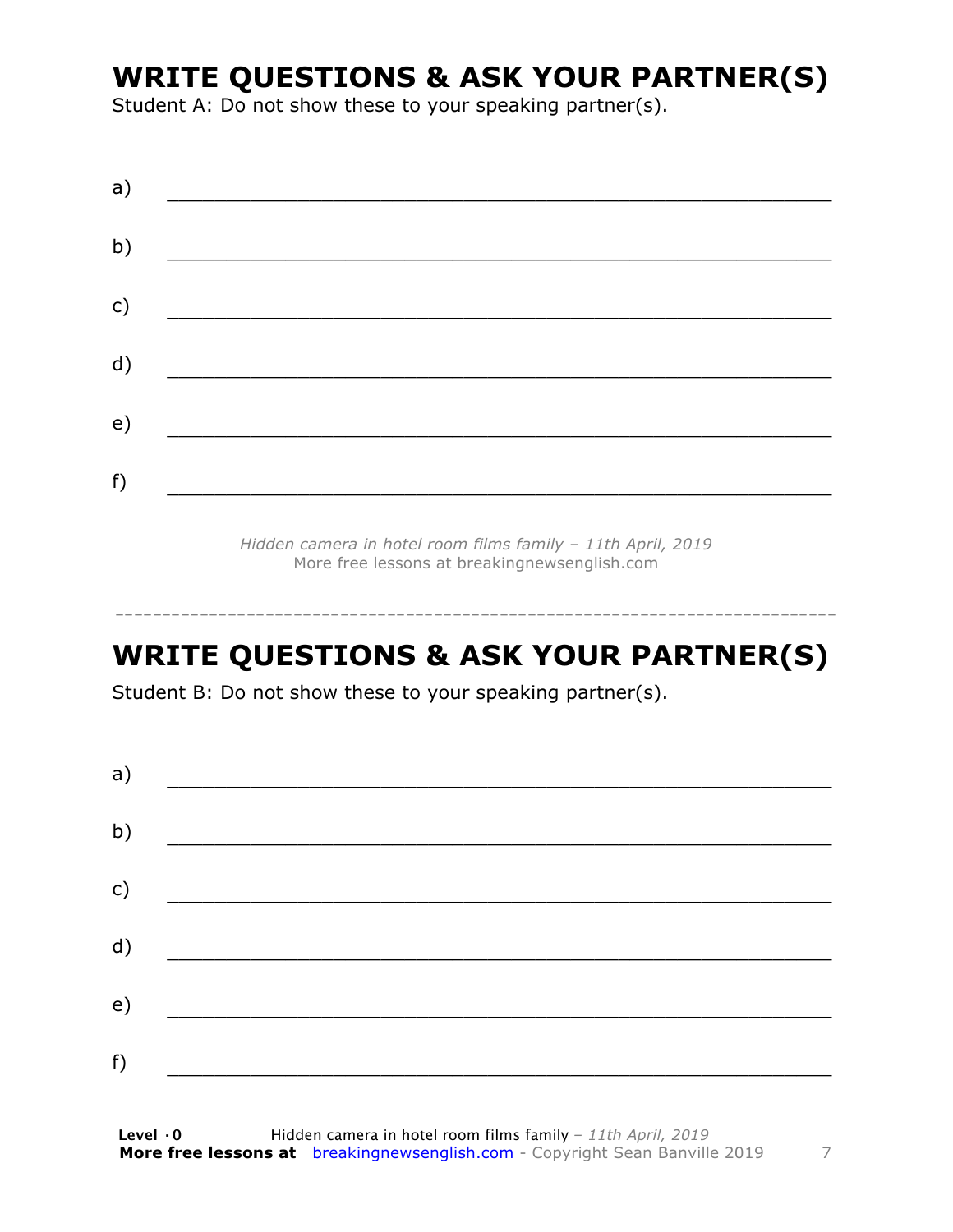## WRITE QUESTIONS & ASK YOUR PARTNER(S)

Student A: Do not show these to your speaking partner(s).

a) ___________________________________________________________

b) ___________________________________________________________

c) ___________________________________________________________

d) ___________________________________________________________

e) ___________________________________________________________

f) ___________________________________________________________

*Hidden camera in hotel room films family – 11th April, 2019*
More free lessons at breakingnewsenglish.com

---

## WRITE QUESTIONS & ASK YOUR PARTNER(S)

Student B: Do not show these to your speaking partner(s).

a) ___________________________________________________________

b) ___________________________________________________________

c) ___________________________________________________________

d) ___________________________________________________________

e) ___________________________________________________________

f) ___________________________________________________________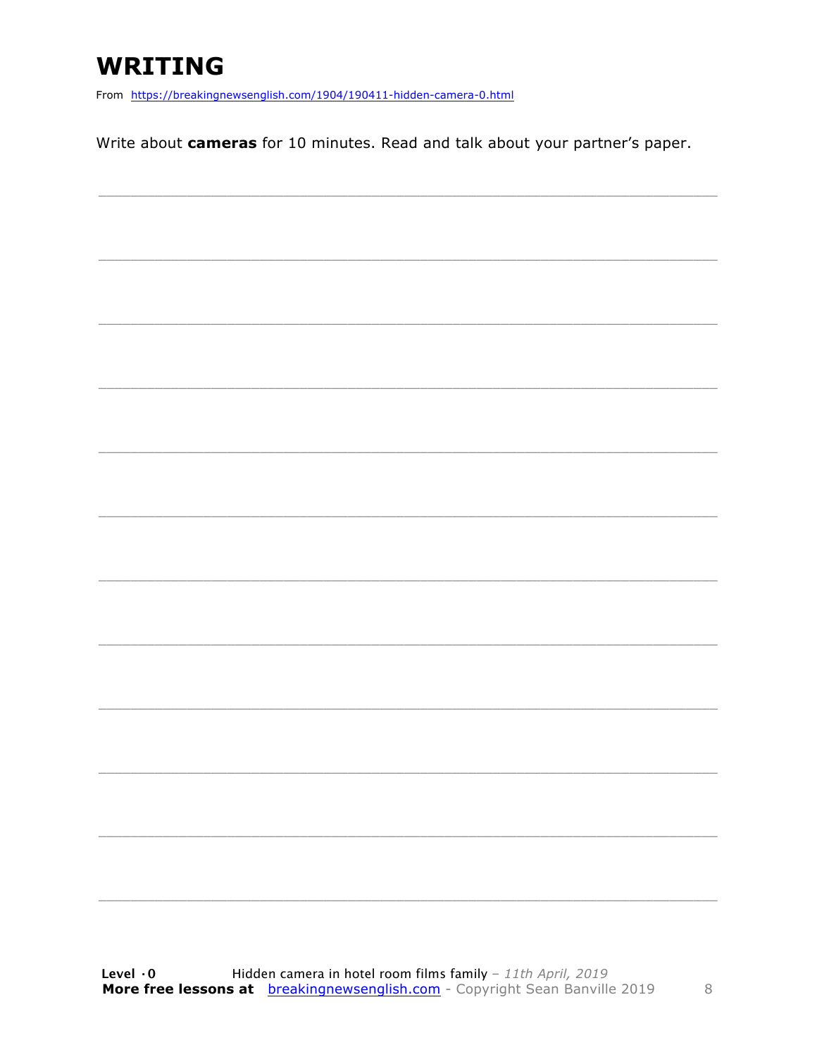# WRITING

From https://breakingnewsenglish.com/1904/190411-hidden-camera-0.html

Write about **cameras** for 10 minutes. Read and talk about your partner's paper.